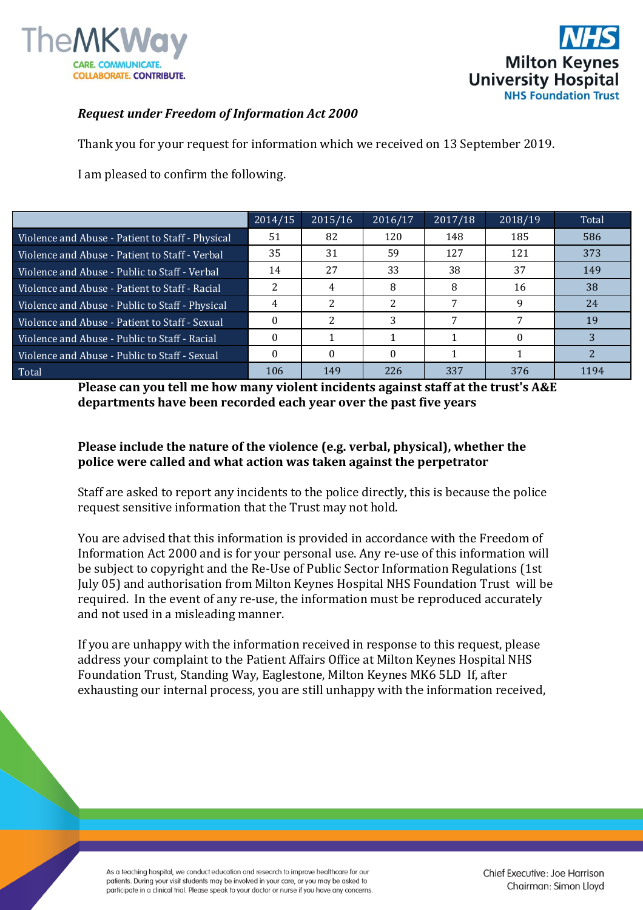*Request under Freedom of Information Act 2000*

Thank you for your request for information which we received on 13 September 2019.

I am pleased to confirm the following.

| | 2014/15 | 2015/16 | 2016/17 | 2017/18 | 2018/19 | Total |
|---|---|---|---|---|---|---|
| Violence and Abuse - Patient to Staff - Physical | 51 | 82 | 120 | 148 | 185 | 586 |
| Violence and Abuse - Patient to Staff - Verbal | 35 | 31 | 59 | 127 | 121 | 373 |
| Violence and Abuse - Public to Staff - Verbal | 14 | 27 | 33 | 38 | 37 | 149 |
| Violence and Abuse - Patient to Staff - Racial | 2 | 4 | 8 | 8 | 16 | 38 |
| Violence and Abuse - Public to Staff - Physical | 4 | 2 | 2 | 7 | 9 | 24 |
| Violence and Abuse - Patient to Staff - Sexual | 0 | 2 | 3 | 7 | 7 | 19 |
| Violence and Abuse - Public to Staff - Racial | 0 | 1 | 1 | 1 | 0 | 3 |
| Violence and Abuse - Public to Staff - Sexual | 0 | 0 | 0 | 1 | 1 | 2 |
| Total | 106 | 149 | 226 | 337 | 376 | 1194 |

**Please can you tell me how many violent incidents against staff at the trust's A&E departments have been recorded each year over the past five years**

**Please include the nature of the violence (e.g. verbal, physical), whether the police were called and what action was taken against the perpetrator**

Staff are asked to report any incidents to the police directly, this is because the police request sensitive information that the Trust may not hold.

You are advised that this information is provided in accordance with the Freedom of Information Act 2000 and is for your personal use. Any re-use of this information will be subject to copyright and the Re-Use of Public Sector Information Regulations (1st July 05) and authorisation from Milton Keynes Hospital NHS Foundation Trust will be required. In the event of any re-use, the information must be reproduced accurately and not used in a misleading manner.

If you are unhappy with the information received in response to this request, please address your complaint to the Patient Affairs Office at Milton Keynes Hospital NHS Foundation Trust, Standing Way, Eaglestone, Milton Keynes MK6 5LD If, after exhausting our internal process, you are still unhappy with the information received,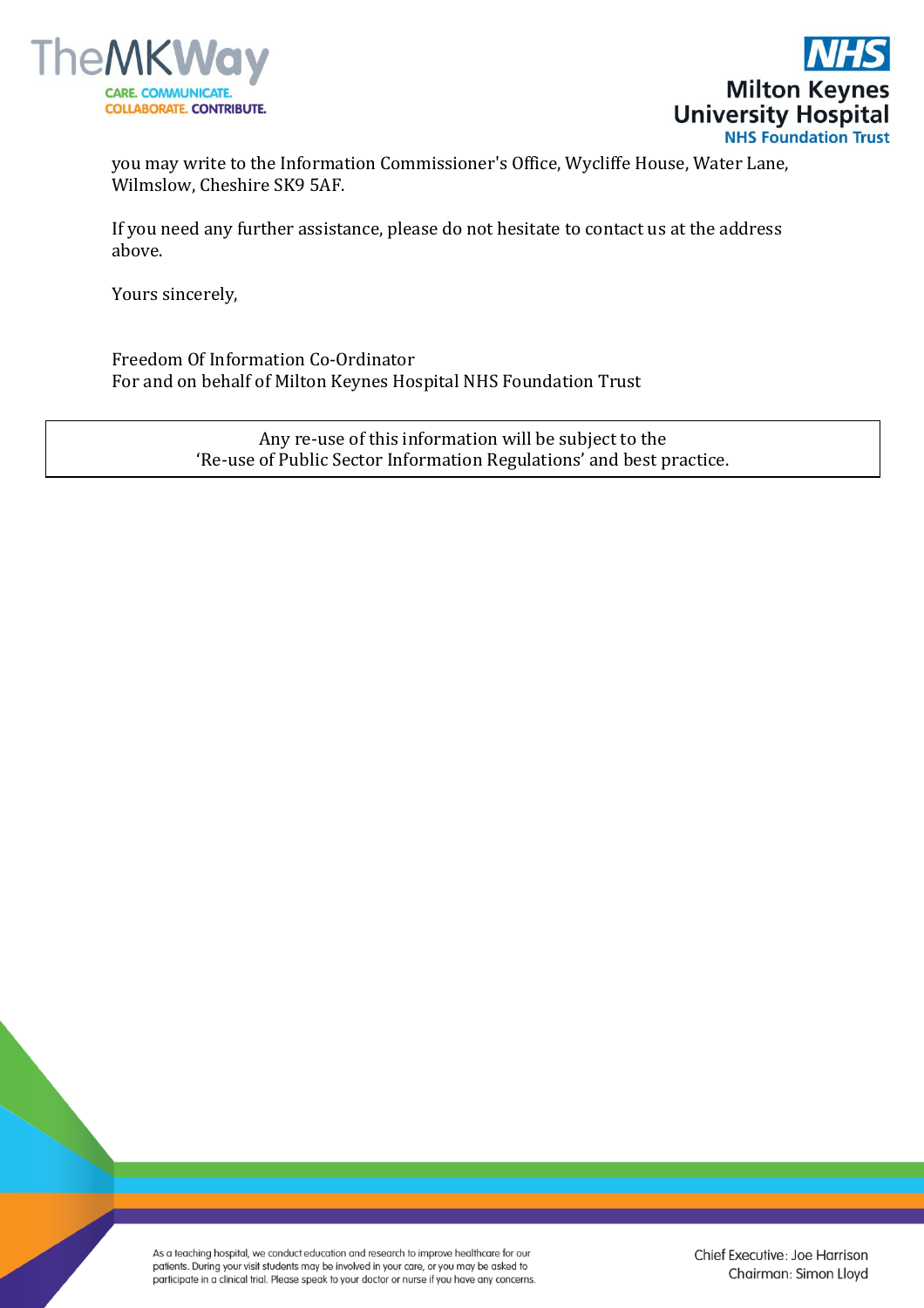you may write to the Information Commissioner's Office, Wycliffe House, Water Lane, Wilmslow, Cheshire SK9 5AF.

If you need any further assistance, please do not hesitate to contact us at the address above.

Yours sincerely,

Freedom Of Information Co-Ordinator
For and on behalf of Milton Keynes Hospital NHS Foundation Trust

| |
|---|
| Any re-use of this information will be subject to the 'Re-use of Public Sector Information Regulations' and best practice. |